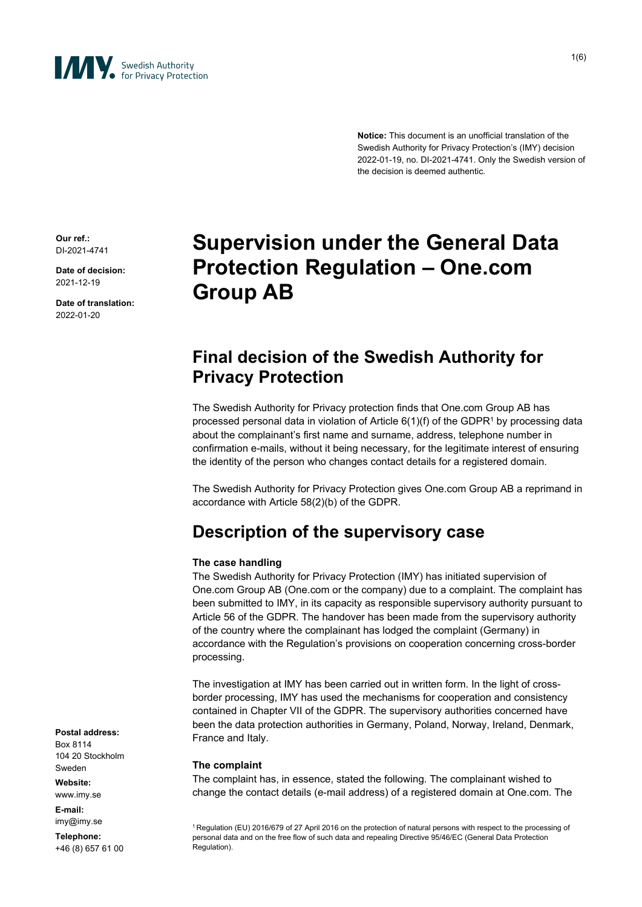**Notice:** This document is an unofficial translation of the Swedish Authority for Privacy Protection's (IMY) decision 2022-01-19, no. DI-2021-4741. Only the Swedish version of the decision is deemed authentic.

**Our ref.:**
DI-2021-4741

**Date of decision:**
2021-12-19

**Date of translation:**
2022-01-20

# Supervision under the General Data Protection Regulation – One.com Group AB

## Final decision of the Swedish Authority for Privacy Protection

The Swedish Authority for Privacy protection finds that One.com Group AB has processed personal data in violation of Article 6(1)(f) of the GDPR[1] by processing data about the complainant's first name and surname, address, telephone number in confirmation e-mails, without it being necessary, for the legitimate interest of ensuring the identity of the person who changes contact details for a registered domain.

The Swedish Authority for Privacy Protection gives One.com Group AB a reprimand in accordance with Article 58(2)(b) of the GDPR.

## Description of the supervisory case

**The case handling**

The Swedish Authority for Privacy Protection (IMY) has initiated supervision of One.com Group AB (One.com or the company) due to a complaint. The complaint has been submitted to IMY, in its capacity as responsible supervisory authority pursuant to Article 56 of the GDPR. The handover has been made from the supervisory authority of the country where the complainant has lodged the complaint (Germany) in accordance with the Regulation's provisions on cooperation concerning cross-border processing.

The investigation at IMY has been carried out in written form. In the light of cross-border processing, IMY has used the mechanisms for cooperation and consistency contained in Chapter VII of the GDPR. The supervisory authorities concerned have been the data protection authorities in Germany, Poland, Norway, Ireland, Denmark, France and Italy.

**The complaint**

The complaint has, in essence, stated the following. The complainant wished to change the contact details (e-mail address) of a registered domain at One.com. The

[1] Regulation (EU) 2016/679 of 27 April 2016 on the protection of natural persons with respect to the processing of personal data and on the free flow of such data and repealing Directive 95/46/EC (General Data Protection Regulation).

**Postal address:**
Box 8114
104 20 Stockholm
Sweden

**Website:**
www.imy.se

**E-mail:**
imy@imy.se

**Telephone:**
+46 (8) 657 61 00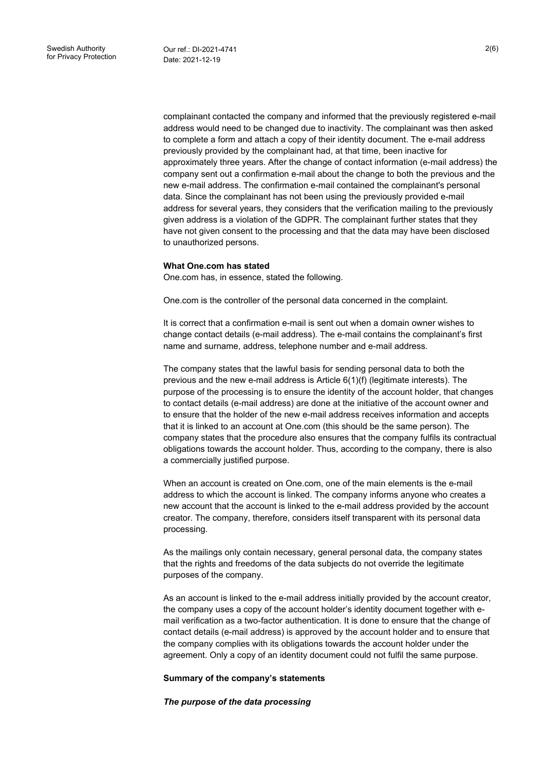complainant contacted the company and informed that the previously registered e-mail address would need to be changed due to inactivity. The complainant was then asked to complete a form and attach a copy of their identity document. The e-mail address previously provided by the complainant had, at that time, been inactive for approximately three years. After the change of contact information (e-mail address) the company sent out a confirmation e-mail about the change to both the previous and the new e-mail address. The confirmation e-mail contained the complainant's personal data. Since the complainant has not been using the previously provided e-mail address for several years, they considers that the verification mailing to the previously given address is a violation of the GDPR. The complainant further states that they have not given consent to the processing and that the data may have been disclosed to unauthorized persons.

**What One.com has stated**

One.com has, in essence, stated the following.

One.com is the controller of the personal data concerned in the complaint.

It is correct that a confirmation e-mail is sent out when a domain owner wishes to change contact details (e-mail address). The e-mail contains the complainant's first name and surname, address, telephone number and e-mail address.

The company states that the lawful basis for sending personal data to both the previous and the new e-mail address is Article 6(1)(f) (legitimate interests). The purpose of the processing is to ensure the identity of the account holder, that changes to contact details (e-mail address) are done at the initiative of the account owner and to ensure that the holder of the new e-mail address receives information and accepts that it is linked to an account at One.com (this should be the same person). The company states that the procedure also ensures that the company fulfils its contractual obligations towards the account holder. Thus, according to the company, there is also a commercially justified purpose.

When an account is created on One.com, one of the main elements is the e-mail address to which the account is linked. The company informs anyone who creates a new account that the account is linked to the e-mail address provided by the account creator. The company, therefore, considers itself transparent with its personal data processing.

As the mailings only contain necessary, general personal data, the company states that the rights and freedoms of the data subjects do not override the legitimate purposes of the company.

As an account is linked to the e-mail address initially provided by the account creator, the company uses a copy of the account holder's identity document together with e-mail verification as a two-factor authentication. It is done to ensure that the change of contact details (e-mail address) is approved by the account holder and to ensure that the company complies with its obligations towards the account holder under the agreement. Only a copy of an identity document could not fulfil the same purpose.

**Summary of the company's statements**

***The purpose of the data processing***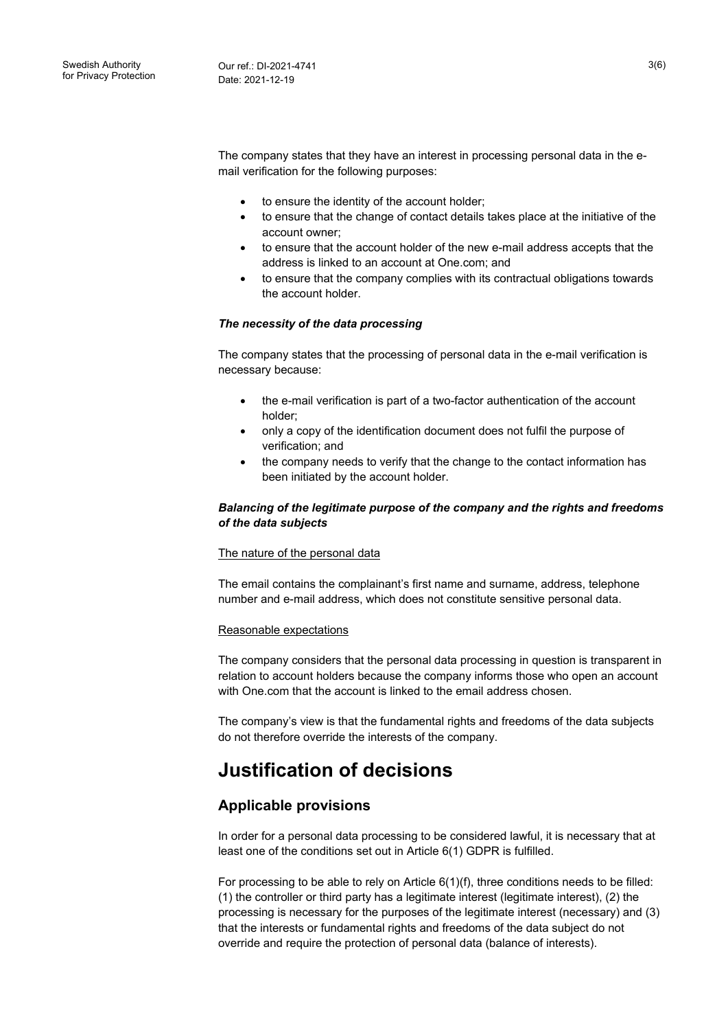The company states that they have an interest in processing personal data in the e-mail verification for the following purposes:

- to ensure the identity of the account holder;
- to ensure that the change of contact details takes place at the initiative of the account owner;
- to ensure that the account holder of the new e-mail address accepts that the address is linked to an account at One.com; and
- to ensure that the company complies with its contractual obligations towards the account holder.

***The necessity of the data processing***

The company states that the processing of personal data in the e-mail verification is necessary because:

- the e-mail verification is part of a two-factor authentication of the account holder;
- only a copy of the identification document does not fulfil the purpose of verification; and
- the company needs to verify that the change to the contact information has been initiated by the account holder.

***Balancing of the legitimate purpose of the company and the rights and freedoms of the data subjects***

<u>The nature of the personal data</u>

The email contains the complainant's first name and surname, address, telephone number and e-mail address, which does not constitute sensitive personal data.

<u>Reasonable expectations</u>

The company considers that the personal data processing in question is transparent in relation to account holders because the company informs those who open an account with One.com that the account is linked to the email address chosen.

The company's view is that the fundamental rights and freedoms of the data subjects do not therefore override the interests of the company.

# Justification of decisions

## Applicable provisions

In order for a personal data processing to be considered lawful, it is necessary that at least one of the conditions set out in Article 6(1) GDPR is fulfilled.

For processing to be able to rely on Article 6(1)(f), three conditions needs to be filled: (1) the controller or third party has a legitimate interest (legitimate interest), (2) the processing is necessary for the purposes of the legitimate interest (necessary) and (3) that the interests or fundamental rights and freedoms of the data subject do not override and require the protection of personal data (balance of interests).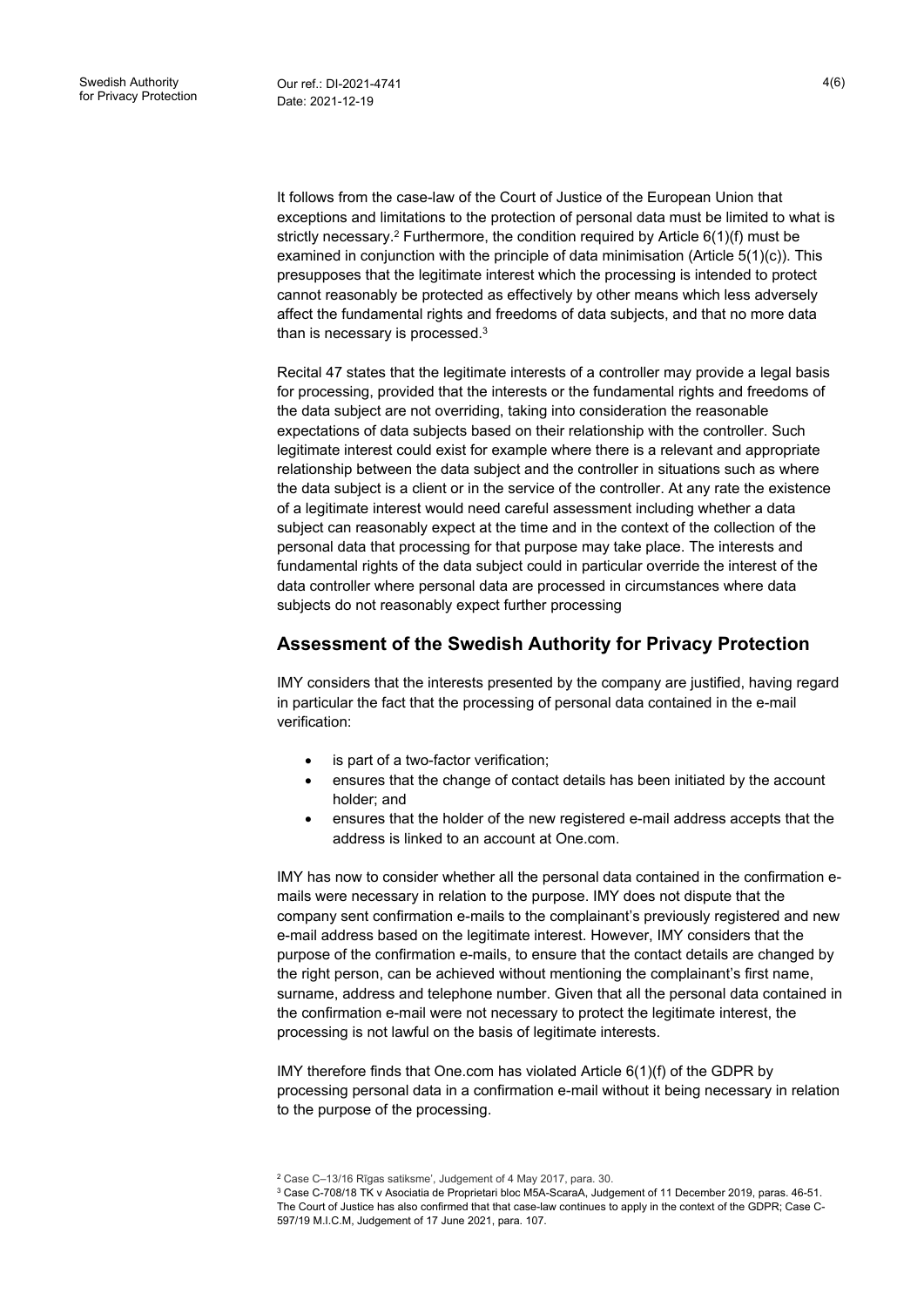It follows from the case-law of the Court of Justice of the European Union that exceptions and limitations to the protection of personal data must be limited to what is strictly necessary.[2] Furthermore, the condition required by Article 6(1)(f) must be examined in conjunction with the principle of data minimisation (Article 5(1)(c)). This presupposes that the legitimate interest which the processing is intended to protect cannot reasonably be protected as effectively by other means which less adversely affect the fundamental rights and freedoms of data subjects, and that no more data than is necessary is processed.[3]

Recital 47 states that the legitimate interests of a controller may provide a legal basis for processing, provided that the interests or the fundamental rights and freedoms of the data subject are not overriding, taking into consideration the reasonable expectations of data subjects based on their relationship with the controller. Such legitimate interest could exist for example where there is a relevant and appropriate relationship between the data subject and the controller in situations such as where the data subject is a client or in the service of the controller. At any rate the existence of a legitimate interest would need careful assessment including whether a data subject can reasonably expect at the time and in the context of the collection of the personal data that processing for that purpose may take place. The interests and fundamental rights of the data subject could in particular override the interest of the data controller where personal data are processed in circumstances where data subjects do not reasonably expect further processing

## Assessment of the Swedish Authority for Privacy Protection

IMY considers that the interests presented by the company are justified, having regard in particular the fact that the processing of personal data contained in the e-mail verification:

- is part of a two-factor verification;
- ensures that the change of contact details has been initiated by the account holder; and
- ensures that the holder of the new registered e-mail address accepts that the address is linked to an account at One.com.

IMY has now to consider whether all the personal data contained in the confirmation e-mails were necessary in relation to the purpose. IMY does not dispute that the company sent confirmation e-mails to the complainant's previously registered and new e-mail address based on the legitimate interest. However, IMY considers that the purpose of the confirmation e-mails, to ensure that the contact details are changed by the right person, can be achieved without mentioning the complainant's first name, surname, address and telephone number. Given that all the personal data contained in the confirmation e-mail were not necessary to protect the legitimate interest, the processing is not lawful on the basis of legitimate interests.

IMY therefore finds that One.com has violated Article 6(1)(f) of the GDPR by processing personal data in a confirmation e-mail without it being necessary in relation to the purpose of the processing.

[2] Case C–13/16 Rīgas satiksme', Judgement of 4 May 2017, para. 30.

[3] Case C-708/18 TK v Asociatia de Proprietari bloc M5A-ScaraA, Judgement of 11 December 2019, paras. 46-51. The Court of Justice has also confirmed that that case-law continues to apply in the context of the GDPR; Case C-597/19 M.I.C.M, Judgement of 17 June 2021, para. 107.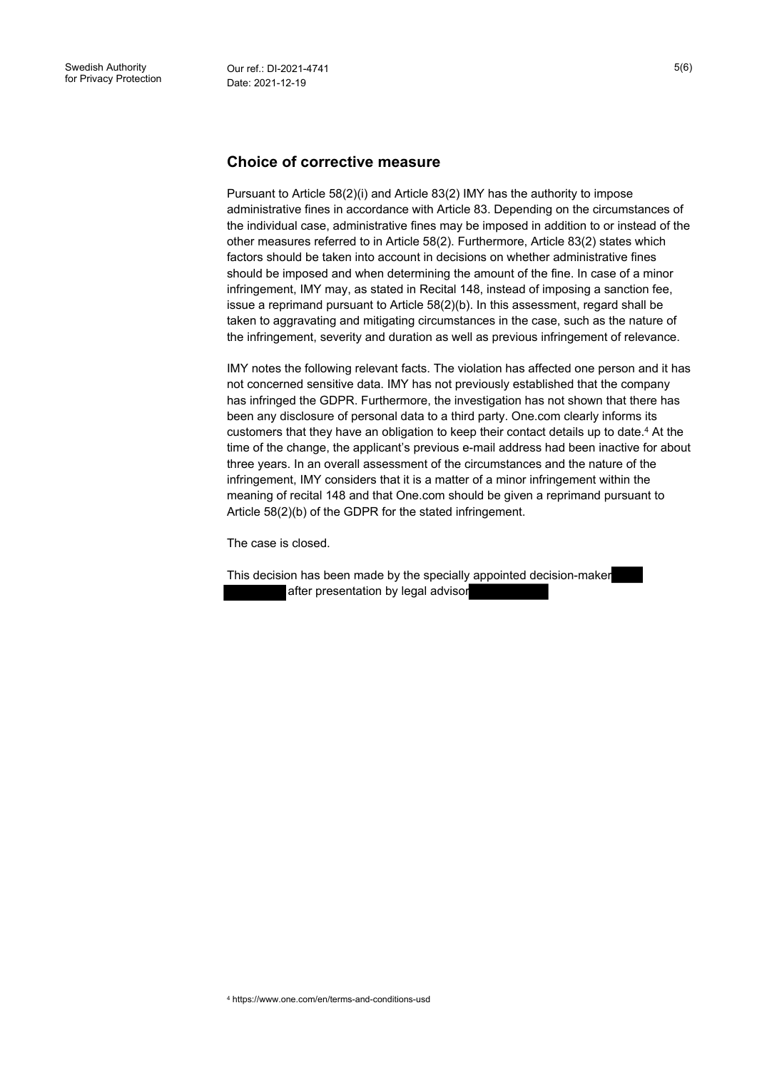## Choice of corrective measure

Pursuant to Article 58(2)(i) and Article 83(2) IMY has the authority to impose administrative fines in accordance with Article 83. Depending on the circumstances of the individual case, administrative fines may be imposed in addition to or instead of the other measures referred to in Article 58(2). Furthermore, Article 83(2) states which factors should be taken into account in decisions on whether administrative fines should be imposed and when determining the amount of the fine. In case of a minor infringement, IMY may, as stated in Recital 148, instead of imposing a sanction fee, issue a reprimand pursuant to Article 58(2)(b). In this assessment, regard shall be taken to aggravating and mitigating circumstances in the case, such as the nature of the infringement, severity and duration as well as previous infringement of relevance.

IMY notes the following relevant facts. The violation has affected one person and it has not concerned sensitive data. IMY has not previously established that the company has infringed the GDPR. Furthermore, the investigation has not shown that there has been any disclosure of personal data to a third party. One.com clearly informs its customers that they have an obligation to keep their contact details up to date.[4] At the time of the change, the applicant's previous e-mail address had been inactive for about three years. In an overall assessment of the circumstances and the nature of the infringement, IMY considers that it is a matter of a minor infringement within the meaning of recital 148 and that One.com should be given a reprimand pursuant to Article 58(2)(b) of the GDPR for the stated infringement.

The case is closed.

This decision has been made by the specially appointed decision-maker ██████ after presentation by legal advisor ██████.

[4] https://www.one.com/en/terms-and-conditions-usd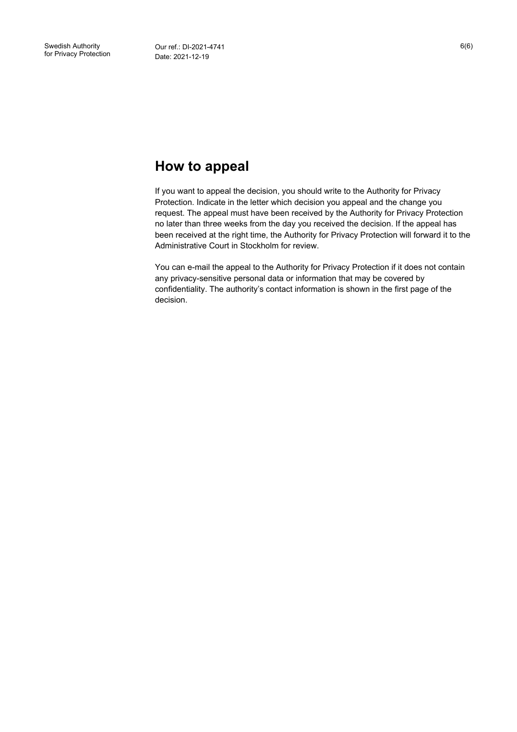## How to appeal

If you want to appeal the decision, you should write to the Authority for Privacy Protection. Indicate in the letter which decision you appeal and the change you request. The appeal must have been received by the Authority for Privacy Protection no later than three weeks from the day you received the decision. If the appeal has been received at the right time, the Authority for Privacy Protection will forward it to the Administrative Court in Stockholm for review.

You can e-mail the appeal to the Authority for Privacy Protection if it does not contain any privacy-sensitive personal data or information that may be covered by confidentiality. The authority's contact information is shown in the first page of the decision.